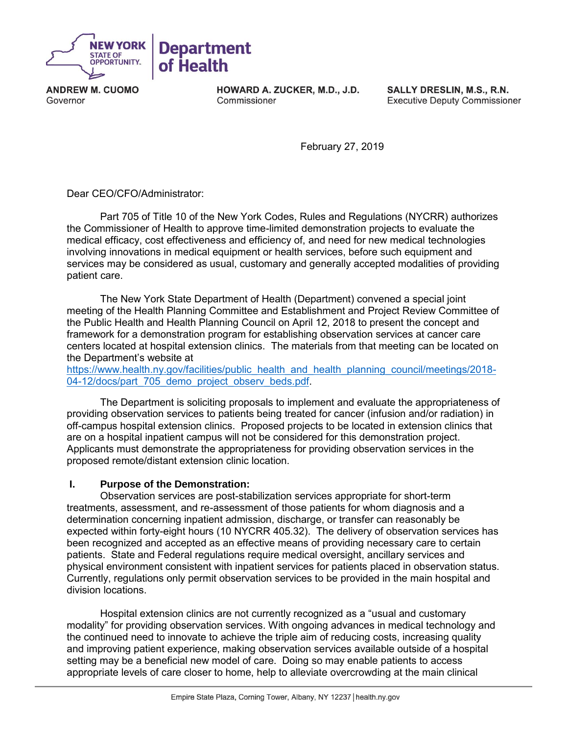**NEW YORK STATE OF OPPORTUNITY.** | **Department of Health**

**ANDREW M. CUOMO**
Governor

**HOWARD A. ZUCKER, M.D., J.D.**
Commissioner

**SALLY DRESLIN, M.S., R.N.**
Executive Deputy Commissioner

February 27, 2019

Dear CEO/CFO/Administrator:

Part 705 of Title 10 of the New York Codes, Rules and Regulations (NYCRR) authorizes the Commissioner of Health to approve time-limited demonstration projects to evaluate the medical efficacy, cost effectiveness and efficiency of, and need for new medical technologies involving innovations in medical equipment or health services, before such equipment and services may be considered as usual, customary and generally accepted modalities of providing patient care.

The New York State Department of Health (Department) convened a special joint meeting of the Health Planning Committee and Establishment and Project Review Committee of the Public Health and Health Planning Council on April 12, 2018 to present the concept and framework for a demonstration program for establishing observation services at cancer care centers located at hospital extension clinics. The materials from that meeting can be located on the Department's website at https://www.health.ny.gov/facilities/public_health_and_health_planning_council/meetings/2018-04-12/docs/part_705_demo_project_observ_beds.pdf.

The Department is soliciting proposals to implement and evaluate the appropriateness of providing observation services to patients being treated for cancer (infusion and/or radiation) in off-campus hospital extension clinics. Proposed projects to be located in extension clinics that are on a hospital inpatient campus will not be considered for this demonstration project. Applicants must demonstrate the appropriateness for providing observation services in the proposed remote/distant extension clinic location.

## I. Purpose of the Demonstration:

Observation services are post-stabilization services appropriate for short-term treatments, assessment, and re-assessment of those patients for whom diagnosis and a determination concerning inpatient admission, discharge, or transfer can reasonably be expected within forty-eight hours (10 NYCRR 405.32). The delivery of observation services has been recognized and accepted as an effective means of providing necessary care to certain patients. State and Federal regulations require medical oversight, ancillary services and physical environment consistent with inpatient services for patients placed in observation status. Currently, regulations only permit observation services to be provided in the main hospital and division locations.

Hospital extension clinics are not currently recognized as a "usual and customary modality" for providing observation services. With ongoing advances in medical technology and the continued need to innovate to achieve the triple aim of reducing costs, increasing quality and improving patient experience, making observation services available outside of a hospital setting may be a beneficial new model of care. Doing so may enable patients to access appropriate levels of care closer to home, help to alleviate overcrowding at the main clinical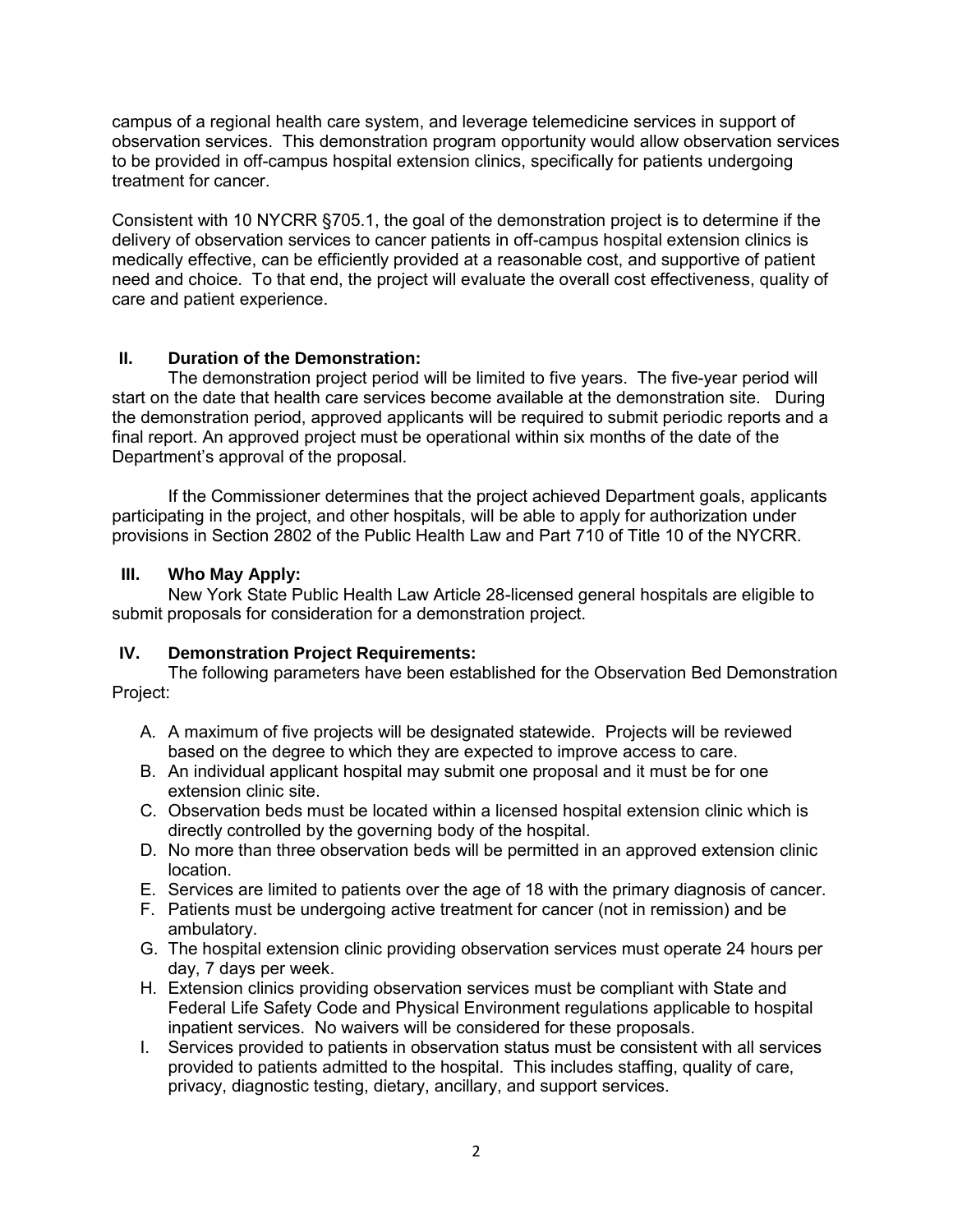campus of a regional health care system, and leverage telemedicine services in support of observation services. This demonstration program opportunity would allow observation services to be provided in off-campus hospital extension clinics, specifically for patients undergoing treatment for cancer.

Consistent with 10 NYCRR §705.1, the goal of the demonstration project is to determine if the delivery of observation services to cancer patients in off-campus hospital extension clinics is medically effective, can be efficiently provided at a reasonable cost, and supportive of patient need and choice. To that end, the project will evaluate the overall cost effectiveness, quality of care and patient experience.

## II. Duration of the Demonstration:

The demonstration project period will be limited to five years. The five-year period will start on the date that health care services become available at the demonstration site. During the demonstration period, approved applicants will be required to submit periodic reports and a final report. An approved project must be operational within six months of the date of the Department's approval of the proposal.

If the Commissioner determines that the project achieved Department goals, applicants participating in the project, and other hospitals, will be able to apply for authorization under provisions in Section 2802 of the Public Health Law and Part 710 of Title 10 of the NYCRR.

## III. Who May Apply:

New York State Public Health Law Article 28-licensed general hospitals are eligible to submit proposals for consideration for a demonstration project.

## IV. Demonstration Project Requirements:

The following parameters have been established for the Observation Bed Demonstration Project:

A. A maximum of five projects will be designated statewide. Projects will be reviewed based on the degree to which they are expected to improve access to care.
B. An individual applicant hospital may submit one proposal and it must be for one extension clinic site.
C. Observation beds must be located within a licensed hospital extension clinic which is directly controlled by the governing body of the hospital.
D. No more than three observation beds will be permitted in an approved extension clinic location.
E. Services are limited to patients over the age of 18 with the primary diagnosis of cancer.
F. Patients must be undergoing active treatment for cancer (not in remission) and be ambulatory.
G. The hospital extension clinic providing observation services must operate 24 hours per day, 7 days per week.
H. Extension clinics providing observation services must be compliant with State and Federal Life Safety Code and Physical Environment regulations applicable to hospital inpatient services. No waivers will be considered for these proposals.
I. Services provided to patients in observation status must be consistent with all services provided to patients admitted to the hospital. This includes staffing, quality of care, privacy, diagnostic testing, dietary, ancillary, and support services.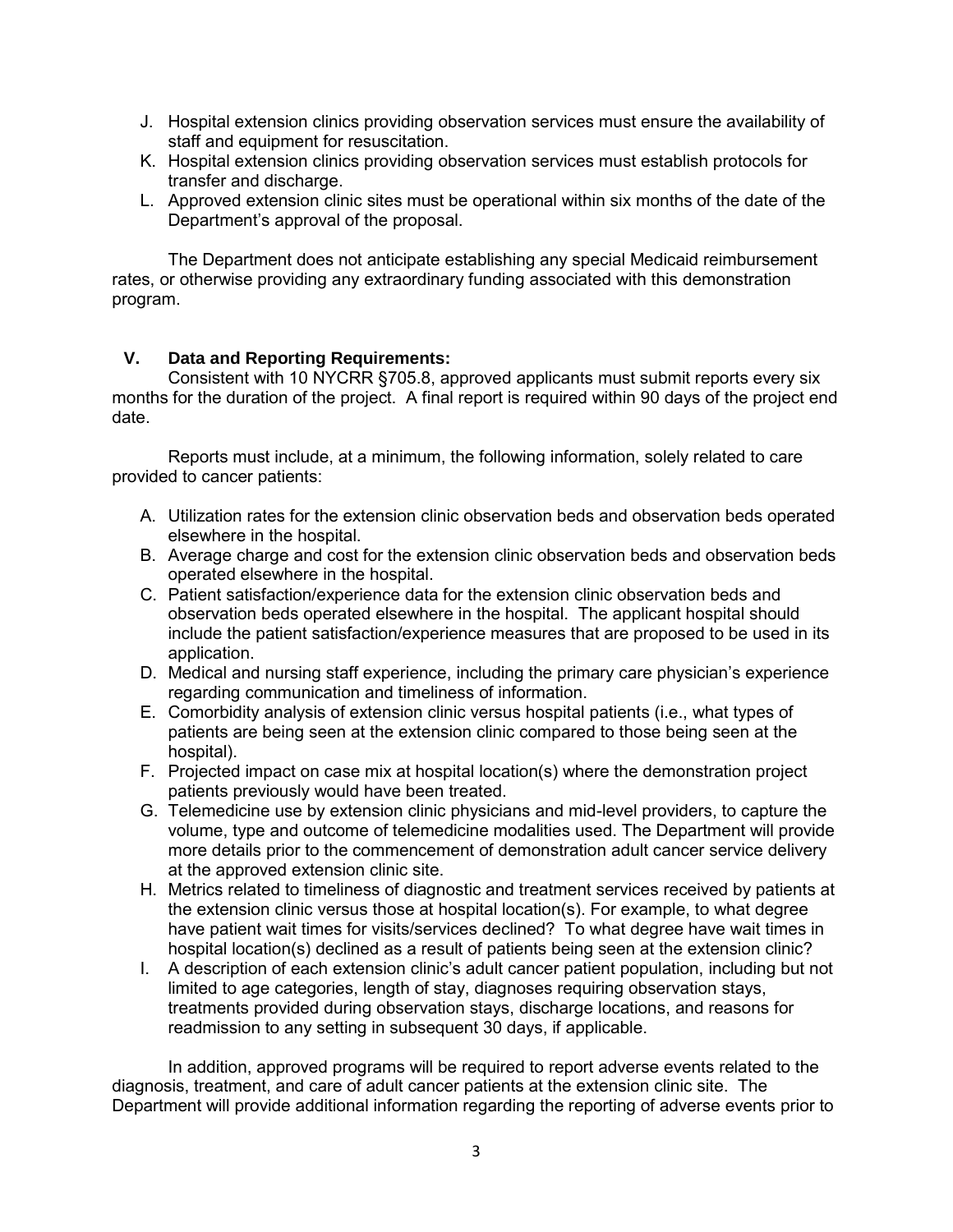J. Hospital extension clinics providing observation services must ensure the availability of staff and equipment for resuscitation.
K. Hospital extension clinics providing observation services must establish protocols for transfer and discharge.
L. Approved extension clinic sites must be operational within six months of the date of the Department's approval of the proposal.

The Department does not anticipate establishing any special Medicaid reimbursement rates, or otherwise providing any extraordinary funding associated with this demonstration program.

## V. Data and Reporting Requirements:

Consistent with 10 NYCRR §705.8, approved applicants must submit reports every six months for the duration of the project. A final report is required within 90 days of the project end date.

Reports must include, at a minimum, the following information, solely related to care provided to cancer patients:

A. Utilization rates for the extension clinic observation beds and observation beds operated elsewhere in the hospital.
B. Average charge and cost for the extension clinic observation beds and observation beds operated elsewhere in the hospital.
C. Patient satisfaction/experience data for the extension clinic observation beds and observation beds operated elsewhere in the hospital. The applicant hospital should include the patient satisfaction/experience measures that are proposed to be used in its application.
D. Medical and nursing staff experience, including the primary care physician's experience regarding communication and timeliness of information.
E. Comorbidity analysis of extension clinic versus hospital patients (i.e., what types of patients are being seen at the extension clinic compared to those being seen at the hospital).
F. Projected impact on case mix at hospital location(s) where the demonstration project patients previously would have been treated.
G. Telemedicine use by extension clinic physicians and mid-level providers, to capture the volume, type and outcome of telemedicine modalities used. The Department will provide more details prior to the commencement of demonstration adult cancer service delivery at the approved extension clinic site.
H. Metrics related to timeliness of diagnostic and treatment services received by patients at the extension clinic versus those at hospital location(s). For example, to what degree have patient wait times for visits/services declined? To what degree have wait times in hospital location(s) declined as a result of patients being seen at the extension clinic?
I. A description of each extension clinic's adult cancer patient population, including but not limited to age categories, length of stay, diagnoses requiring observation stays, treatments provided during observation stays, discharge locations, and reasons for readmission to any setting in subsequent 30 days, if applicable.

In addition, approved programs will be required to report adverse events related to the diagnosis, treatment, and care of adult cancer patients at the extension clinic site. The Department will provide additional information regarding the reporting of adverse events prior to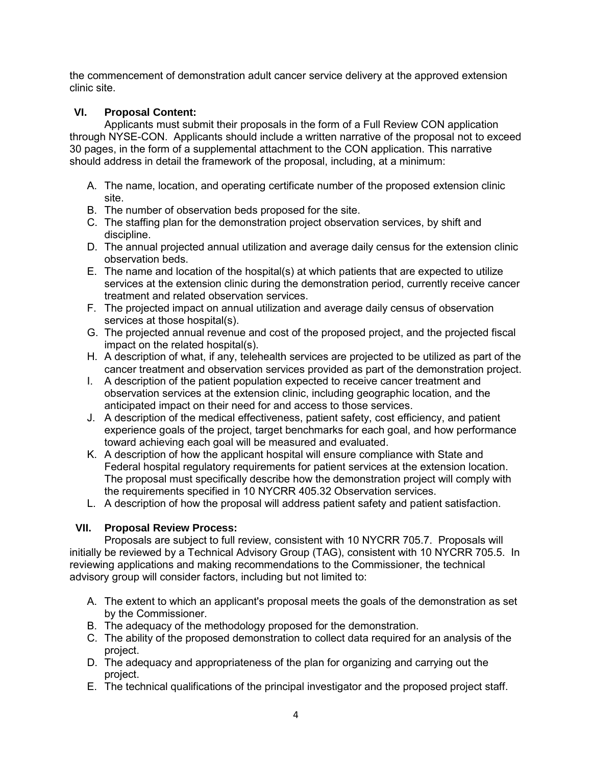the commencement of demonstration adult cancer service delivery at the approved extension clinic site.

## VI. Proposal Content:

Applicants must submit their proposals in the form of a Full Review CON application through NYSE-CON. Applicants should include a written narrative of the proposal not to exceed 30 pages, in the form of a supplemental attachment to the CON application. This narrative should address in detail the framework of the proposal, including, at a minimum:

A. The name, location, and operating certificate number of the proposed extension clinic site.
B. The number of observation beds proposed for the site.
C. The staffing plan for the demonstration project observation services, by shift and discipline.
D. The annual projected annual utilization and average daily census for the extension clinic observation beds.
E. The name and location of the hospital(s) at which patients that are expected to utilize services at the extension clinic during the demonstration period, currently receive cancer treatment and related observation services.
F. The projected impact on annual utilization and average daily census of observation services at those hospital(s).
G. The projected annual revenue and cost of the proposed project, and the projected fiscal impact on the related hospital(s).
H. A description of what, if any, telehealth services are projected to be utilized as part of the cancer treatment and observation services provided as part of the demonstration project.
I. A description of the patient population expected to receive cancer treatment and observation services at the extension clinic, including geographic location, and the anticipated impact on their need for and access to those services.
J. A description of the medical effectiveness, patient safety, cost efficiency, and patient experience goals of the project, target benchmarks for each goal, and how performance toward achieving each goal will be measured and evaluated.
K. A description of how the applicant hospital will ensure compliance with State and Federal hospital regulatory requirements for patient services at the extension location. The proposal must specifically describe how the demonstration project will comply with the requirements specified in 10 NYCRR 405.32 Observation services.
L. A description of how the proposal will address patient safety and patient satisfaction.

## VII. Proposal Review Process:

Proposals are subject to full review, consistent with 10 NYCRR 705.7. Proposals will initially be reviewed by a Technical Advisory Group (TAG), consistent with 10 NYCRR 705.5. In reviewing applications and making recommendations to the Commissioner, the technical advisory group will consider factors, including but not limited to:

A. The extent to which an applicant's proposal meets the goals of the demonstration as set by the Commissioner.
B. The adequacy of the methodology proposed for the demonstration.
C. The ability of the proposed demonstration to collect data required for an analysis of the project.
D. The adequacy and appropriateness of the plan for organizing and carrying out the project.
E. The technical qualifications of the principal investigator and the proposed project staff.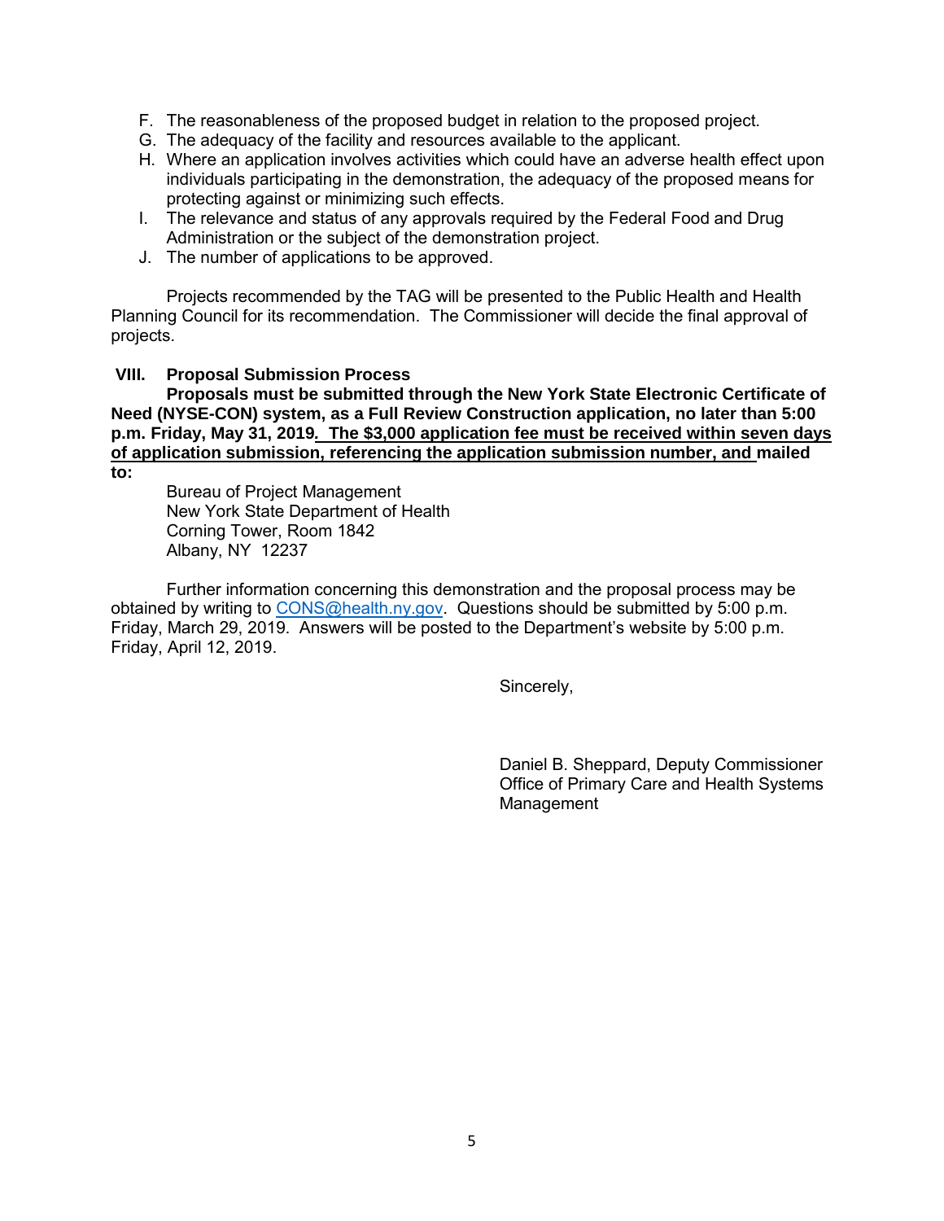F. The reasonableness of the proposed budget in relation to the proposed project.
G. The adequacy of the facility and resources available to the applicant.
H. Where an application involves activities which could have an adverse health effect upon individuals participating in the demonstration, the adequacy of the proposed means for protecting against or minimizing such effects.
I. The relevance and status of any approvals required by the Federal Food and Drug Administration or the subject of the demonstration project.
J. The number of applications to be approved.

Projects recommended by the TAG will be presented to the Public Health and Health Planning Council for its recommendation. The Commissioner will decide the final approval of projects.

## VIII. Proposal Submission Process

**Proposals must be submitted through the New York State Electronic Certificate of Need (NYSE-CON) system, as a Full Review Construction application, no later than 5:00 p.m. Friday, May 31, 2019*. The $3,000 application fee must be received within seven days of application submission, referencing the application submission number, and* mailed to:**

Bureau of Project Management
New York State Department of Health
Corning Tower, Room 1842
Albany, NY 12237

Further information concerning this demonstration and the proposal process may be obtained by writing to CONS@health.ny.gov. Questions should be submitted by 5:00 p.m. Friday, March 29, 2019. Answers will be posted to the Department's website by 5:00 p.m. Friday, April 12, 2019.

Sincerely,

Daniel B. Sheppard, Deputy Commissioner
Office of Primary Care and Health Systems Management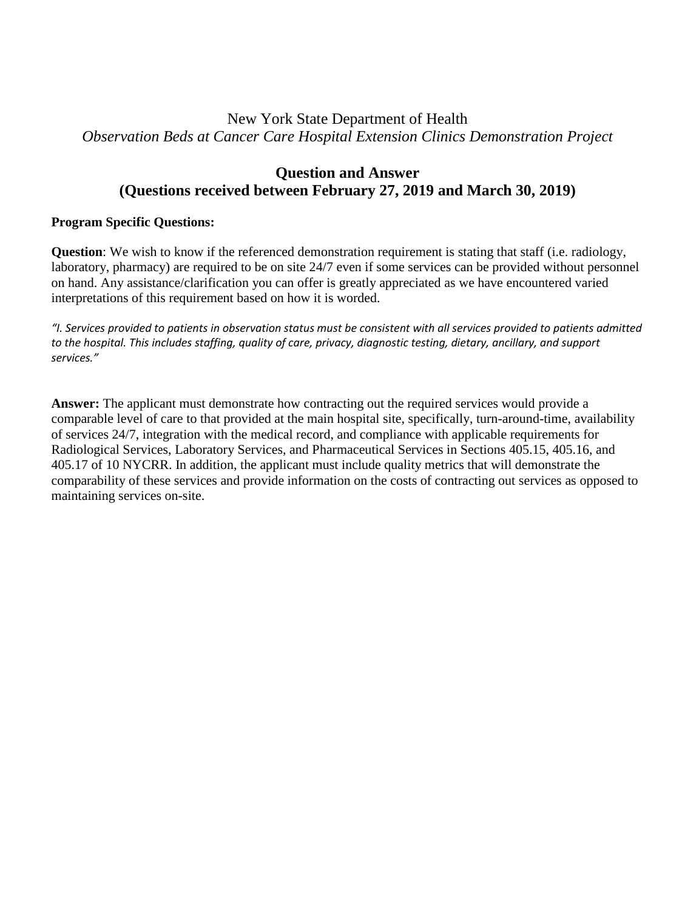New York State Department of Health
*Observation Beds at Cancer Care Hospital Extension Clinics Demonstration Project*

## Question and Answer
## (Questions received between February 27, 2019 and March 30, 2019)

**Program Specific Questions:**

**Question**: We wish to know if the referenced demonstration requirement is stating that staff (i.e. radiology, laboratory, pharmacy) are required to be on site 24/7 even if some services can be provided without personnel on hand. Any assistance/clarification you can offer is greatly appreciated as we have encountered varied interpretations of this requirement based on how it is worded.

*"I. Services provided to patients in observation status must be consistent with all services provided to patients admitted to the hospital. This includes staffing, quality of care, privacy, diagnostic testing, dietary, ancillary, and support services."*

**Answer:** The applicant must demonstrate how contracting out the required services would provide a comparable level of care to that provided at the main hospital site, specifically, turn-around-time, availability of services 24/7, integration with the medical record, and compliance with applicable requirements for Radiological Services, Laboratory Services, and Pharmaceutical Services in Sections 405.15, 405.16, and 405.17 of 10 NYCRR. In addition, the applicant must include quality metrics that will demonstrate the comparability of these services and provide information on the costs of contracting out services as opposed to maintaining services on-site.